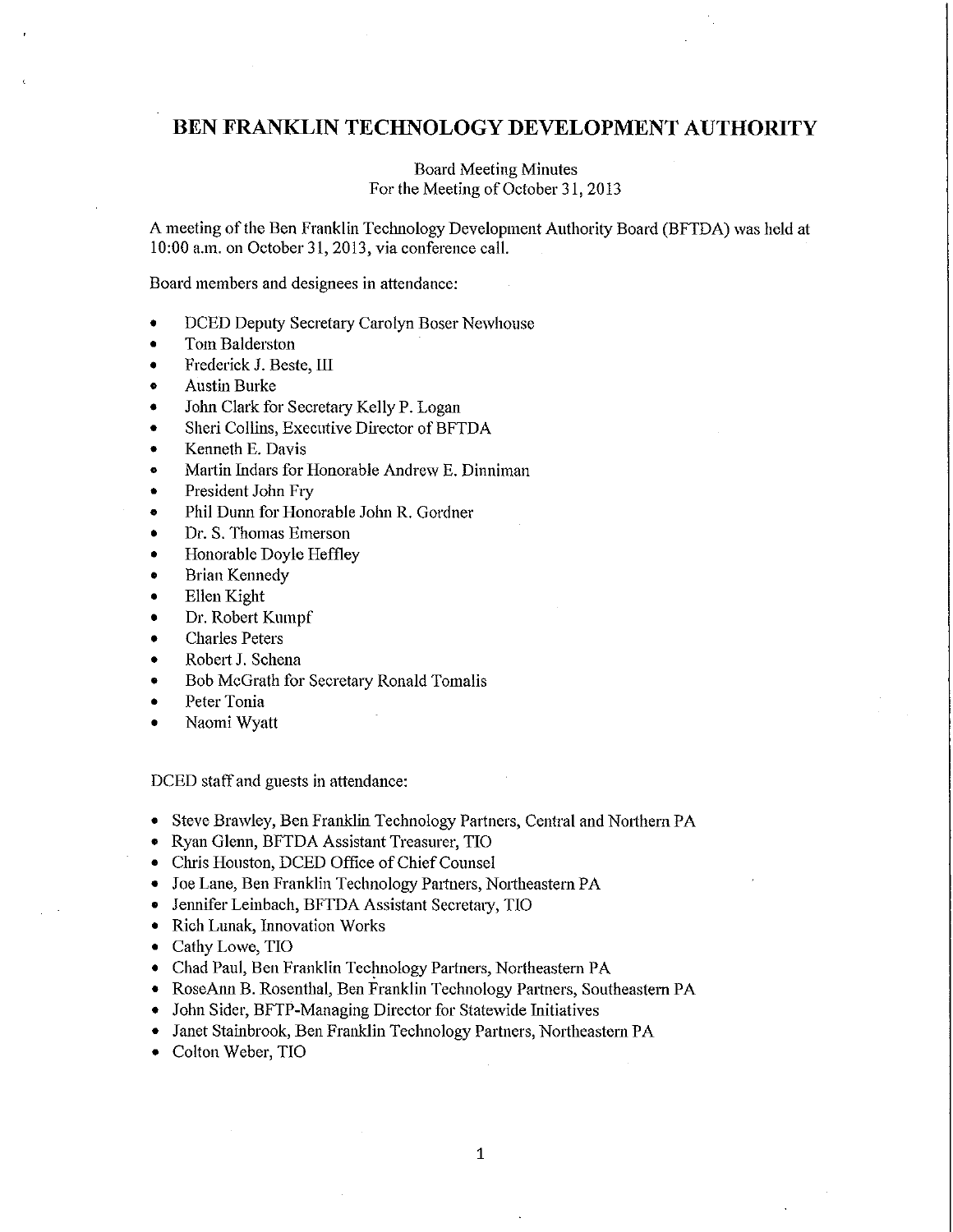# BEN FRANKLIN TECHNOLOGY DEVELOPMENT AUTHORITY

Board Meeting Minutes
For the Meeting of October 31, 2013

A meeting of the Ben Franklin Technology Development Authority Board (BFTDA) was held at 10:00 a.m. on October 31, 2013, via conference call.

Board members and designees in attendance:

- DCED Deputy Secretary Carolyn Boser Newhouse
- Tom Balderston
- Frederick J. Beste, III
- Austin Burke
- John Clark for Secretary Kelly P. Logan
- Sheri Collins, Executive Director of BFTDA
- Kenneth E. Davis
- Martin Indars for Honorable Andrew E. Dinniman
- President John Fry
- Phil Dunn for Honorable John R. Gordner
- Dr. S. Thomas Emerson
- Honorable Doyle Heffley
- Brian Kennedy
- Ellen Kight
- Dr. Robert Kumpf
- Charles Peters
- Robert J. Schena
- Bob McGrath for Secretary Ronald Tomalis
- Peter Tonia
- Naomi Wyatt

DCED staff and guests in attendance:

- Steve Brawley, Ben Franklin Technology Partners, Central and Northern PA
- Ryan Glenn, BFTDA Assistant Treasurer, TIO
- Chris Houston, DCED Office of Chief Counsel
- Joe Lane, Ben Franklin Technology Partners, Northeastern PA
- Jennifer Leinbach, BFTDA Assistant Secretary, TIO
- Rich Lunak, Innovation Works
- Cathy Lowe, TIO
- Chad Paul, Ben Franklin Technology Partners, Northeastern PA
- RoseAnn B. Rosenthal, Ben Franklin Technology Partners, Southeastern PA
- John Sider, BFTP-Managing Director for Statewide Initiatives
- Janet Stainbrook, Ben Franklin Technology Partners, Northeastern PA
- Colton Weber, TIO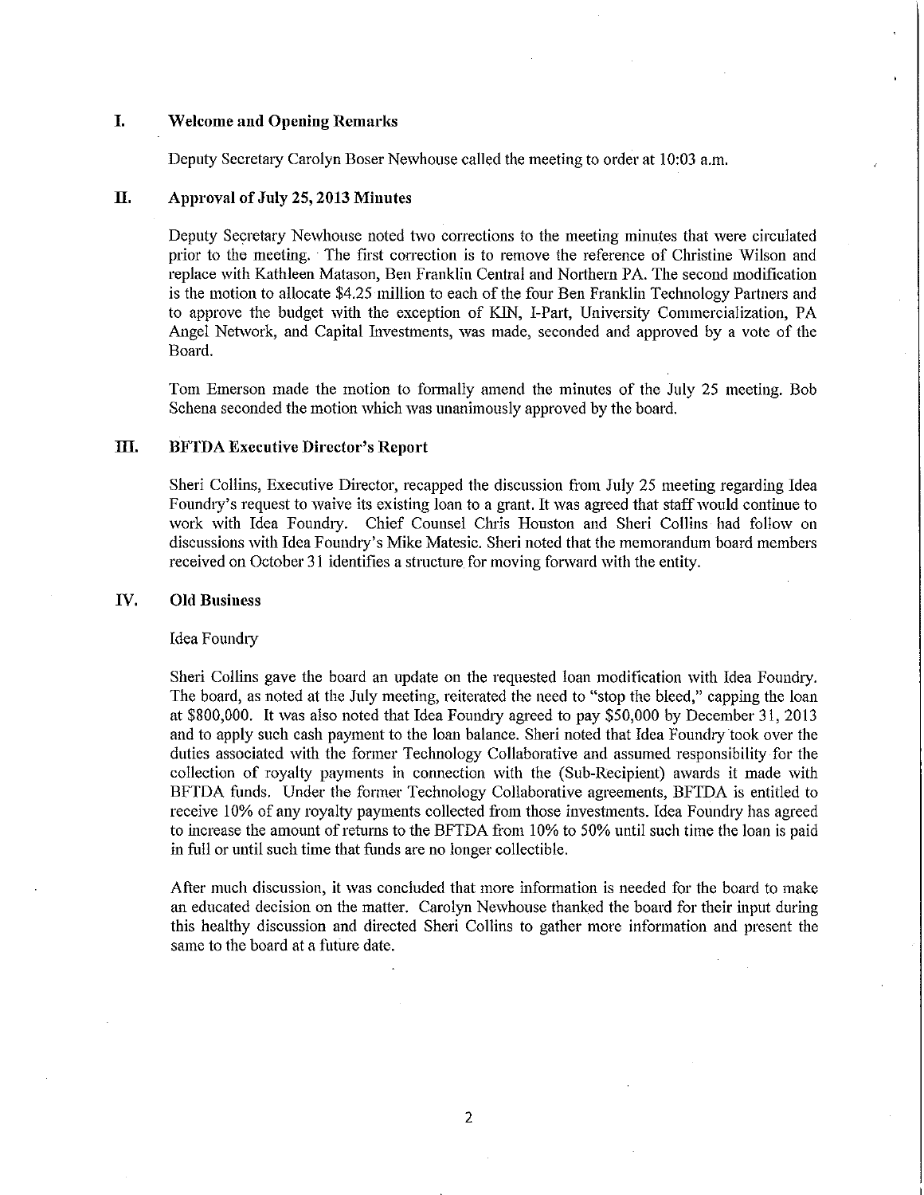## I. Welcome and Opening Remarks

Deputy Secretary Carolyn Boser Newhouse called the meeting to order at 10:03 a.m.

## II. Approval of July 25, 2013 Minutes

Deputy Secretary Newhouse noted two corrections to the meeting minutes that were circulated prior to the meeting. The first correction is to remove the reference of Christine Wilson and replace with Kathleen Matason, Ben Franklin Central and Northern PA. The second modification is the motion to allocate $4.25 million to each of the four Ben Franklin Technology Partners and to approve the budget with the exception of KIN, I-Part, University Commercialization, PA Angel Network, and Capital Investments, was made, seconded and approved by a vote of the Board.

Tom Emerson made the motion to formally amend the minutes of the July 25 meeting. Bob Schena seconded the motion which was unanimously approved by the board.

## III. BFTDA Executive Director's Report

Sheri Collins, Executive Director, recapped the discussion from July 25 meeting regarding Idea Foundry's request to waive its existing loan to a grant. It was agreed that staff would continue to work with Idea Foundry. Chief Counsel Chris Houston and Sheri Collins had follow on discussions with Idea Foundry's Mike Matesic. Sheri noted that the memorandum board members received on October 31 identifies a structure for moving forward with the entity.

## IV. Old Business

Idea Foundry

Sheri Collins gave the board an update on the requested loan modification with Idea Foundry. The board, as noted at the July meeting, reiterated the need to "stop the bleed," capping the loan at $800,000. It was also noted that Idea Foundry agreed to pay $50,000 by December 31, 2013 and to apply such cash payment to the loan balance. Sheri noted that Idea Foundry took over the duties associated with the former Technology Collaborative and assumed responsibility for the collection of royalty payments in connection with the (Sub-Recipient) awards it made with BFTDA funds. Under the former Technology Collaborative agreements, BFTDA is entitled to receive 10% of any royalty payments collected from those investments. Idea Foundry has agreed to increase the amount of returns to the BFTDA from 10% to 50% until such time the loan is paid in full or until such time that funds are no longer collectible.

After much discussion, it was concluded that more information is needed for the board to make an educated decision on the matter. Carolyn Newhouse thanked the board for their input during this healthy discussion and directed Sheri Collins to gather more information and present the same to the board at a future date.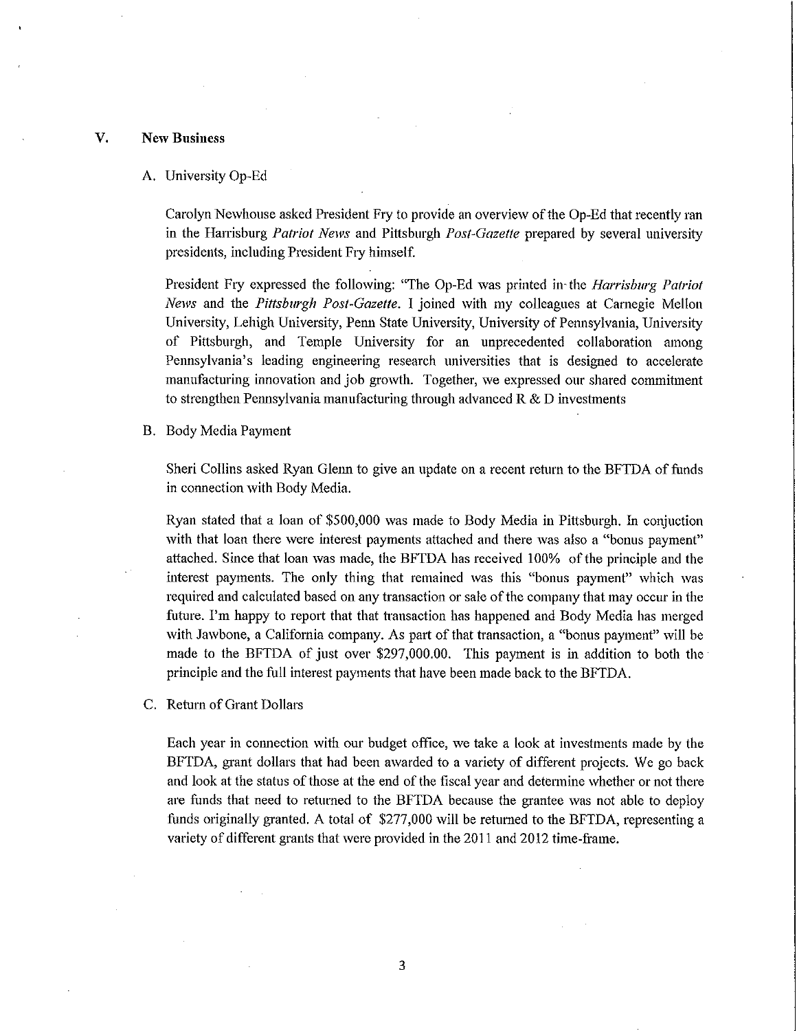## V. New Business

### A. University Op-Ed

Carolyn Newhouse asked President Fry to provide an overview of the Op-Ed that recently ran in the Harrisburg *Patriot News* and Pittsburgh *Post-Gazette* prepared by several university presidents, including President Fry himself.

President Fry expressed the following: "The Op-Ed was printed in the *Harrisburg Patriot News* and the *Pittsburgh Post-Gazette*. I joined with my colleagues at Carnegie Mellon University, Lehigh University, Penn State University, University of Pennsylvania, University of Pittsburgh, and Temple University for an unprecedented collaboration among Pennsylvania's leading engineering research universities that is designed to accelerate manufacturing innovation and job growth. Together, we expressed our shared commitment to strengthen Pennsylvania manufacturing through advanced R & D investments

### B. Body Media Payment

Sheri Collins asked Ryan Glenn to give an update on a recent return to the BFTDA of funds in connection with Body Media.

Ryan stated that a loan of $500,000 was made to Body Media in Pittsburgh. In conjuction with that loan there were interest payments attached and there was also a "bonus payment" attached. Since that loan was made, the BFTDA has received 100% of the principle and the interest payments. The only thing that remained was this "bonus payment" which was required and calculated based on any transaction or sale of the company that may occur in the future. I'm happy to report that that transaction has happened and Body Media has merged with Jawbone, a California company. As part of that transaction, a "bonus payment" will be made to the BFTDA of just over $297,000.00. This payment is in addition to both the principle and the full interest payments that have been made back to the BFTDA.

### C. Return of Grant Dollars

Each year in connection with our budget office, we take a look at investments made by the BFTDA, grant dollars that had been awarded to a variety of different projects. We go back and look at the status of those at the end of the fiscal year and determine whether or not there are funds that need to returned to the BFTDA because the grantee was not able to deploy funds originally granted. A total of $277,000 will be returned to the BFTDA, representing a variety of different grants that were provided in the 2011 and 2012 time-frame.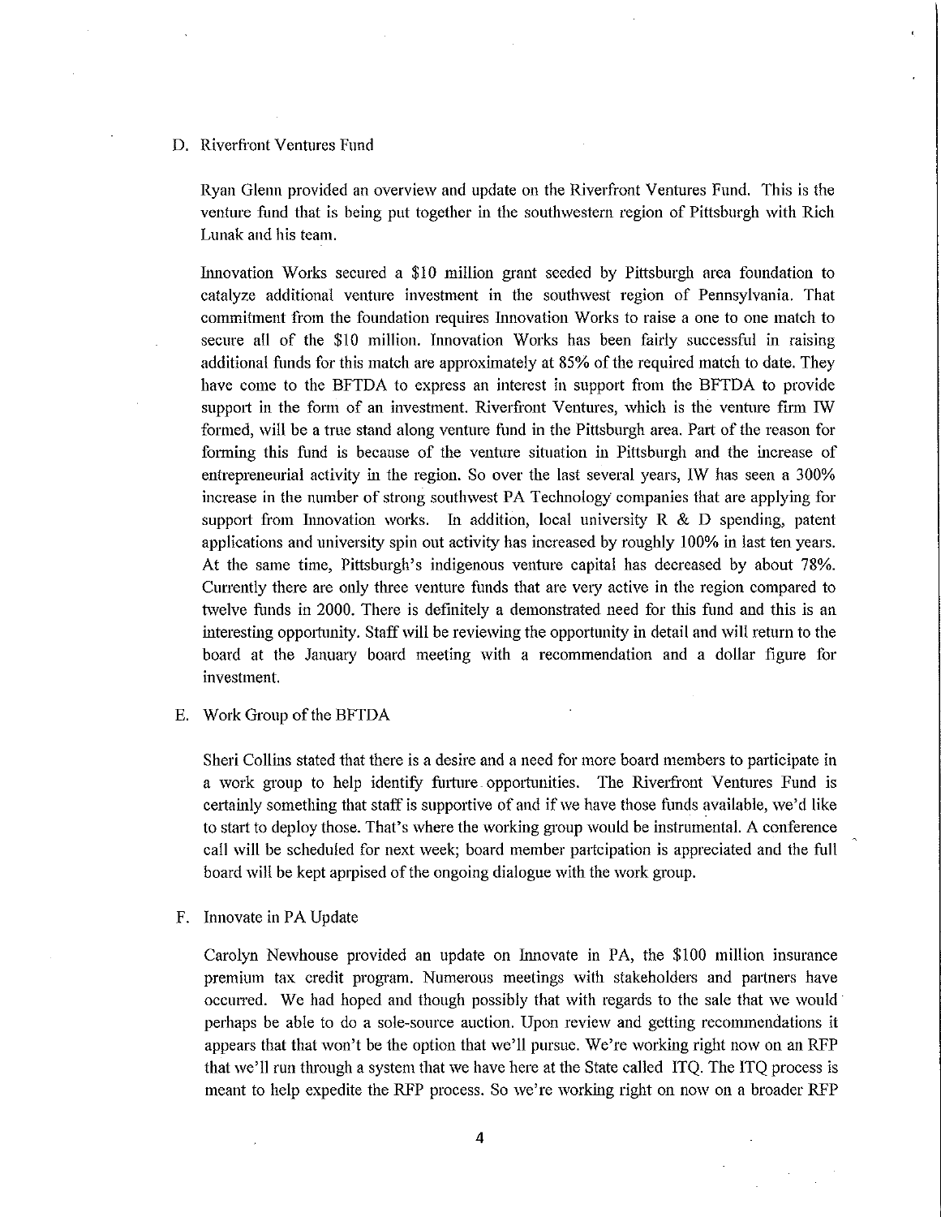D. Riverfront Ventures Fund

Ryan Glenn provided an overview and update on the Riverfront Ventures Fund. This is the venture fund that is being put together in the southwestern region of Pittsburgh with Rich Lunak and his team.

Innovation Works secured a $10 million grant seeded by Pittsburgh area foundation to catalyze additional venture investment in the southwest region of Pennsylvania. That commitment from the foundation requires Innovation Works to raise a one to one match to secure all of the $10 million. Innovation Works has been fairly successful in raising additional funds for this match are approximately at 85% of the required match to date. They have come to the BFTDA to express an interest in support from the BFTDA to provide support in the form of an investment. Riverfront Ventures, which is the venture firm IW formed, will be a true stand along venture fund in the Pittsburgh area. Part of the reason for forming this fund is because of the venture situation in Pittsburgh and the increase of entrepreneurial activity in the region. So over the last several years, IW has seen a 300% increase in the number of strong southwest PA Technology companies that are applying for support from Innovation works. In addition, local university R & D spending, patent applications and university spin out activity has increased by roughly 100% in last ten years. At the same time, Pittsburgh's indigenous venture capital has decreased by about 78%. Currently there are only three venture funds that are very active in the region compared to twelve funds in 2000. There is definitely a demonstrated need for this fund and this is an interesting opportunity. Staff will be reviewing the opportunity in detail and will return to the board at the January board meeting with a recommendation and a dollar figure for investment.

E. Work Group of the BFTDA

Sheri Collins stated that there is a desire and a need for more board members to participate in a work group to help identify furture opportunities. The Riverfront Ventures Fund is certainly something that staff is supportive of and if we have those funds available, we'd like to start to deploy those. That's where the working group would be instrumental. A conference call will be scheduled for next week; board member partcipation is appreciated and the full board will be kept aprpised of the ongoing dialogue with the work group.

F. Innovate in PA Update

Carolyn Newhouse provided an update on Innovate in PA, the $100 million insurance premium tax credit program. Numerous meetings with stakeholders and partners have occurred. We had hoped and though possibly that with regards to the sale that we would perhaps be able to do a sole-source auction. Upon review and getting recommendations it appears that that won't be the option that we'll pursue. We're working right now on an RFP that we'll run through a system that we have here at the State called ITQ. The ITQ process is meant to help expedite the RFP process. So we're working right on now on a broader RFP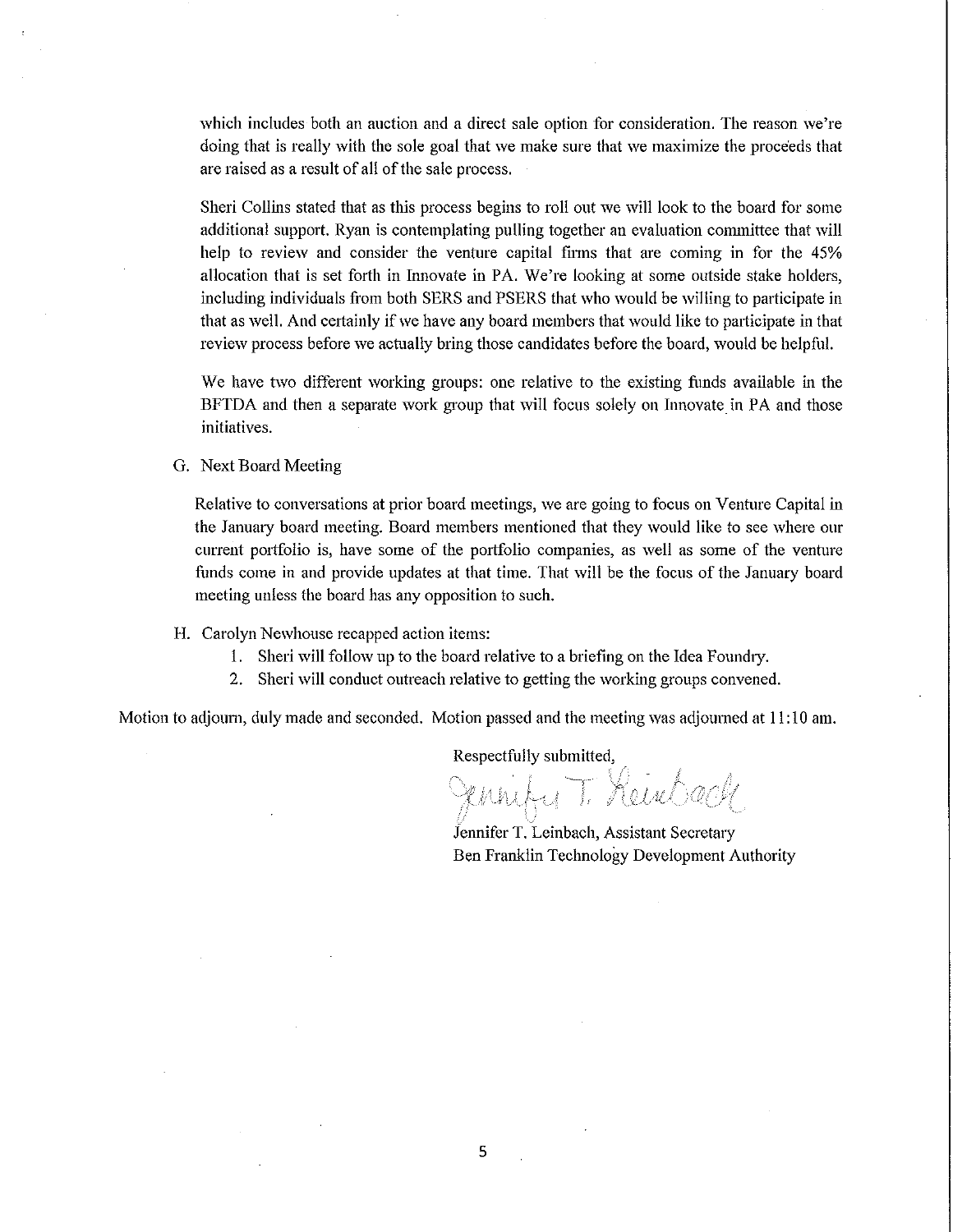which includes both an auction and a direct sale option for consideration. The reason we're doing that is really with the sole goal that we make sure that we maximize the proceeds that are raised as a result of all of the sale process.

Sheri Collins stated that as this process begins to roll out we will look to the board for some additional support. Ryan is contemplating pulling together an evaluation committee that will help to review and consider the venture capital firms that are coming in for the 45% allocation that is set forth in Innovate in PA. We're looking at some outside stake holders, including individuals from both SERS and PSERS that who would be willing to participate in that as well. And certainly if we have any board members that would like to participate in that review process before we actually bring those candidates before the board, would be helpful.

We have two different working groups: one relative to the existing funds available in the BFTDA and then a separate work group that will focus solely on Innovate in PA and those initiatives.

G. Next Board Meeting

Relative to conversations at prior board meetings, we are going to focus on Venture Capital in the January board meeting. Board members mentioned that they would like to see where our current portfolio is, have some of the portfolio companies, as well as some of the venture funds come in and provide updates at that time. That will be the focus of the January board meeting unless the board has any opposition to such.

H. Carolyn Newhouse recapped action items:
   1. Sheri will follow up to the board relative to a briefing on the Idea Foundry.
   2. Sheri will conduct outreach relative to getting the working groups convened.

Motion to adjourn, duly made and seconded. Motion passed and the meeting was adjourned at 11:10 am.

Respectfully submitted,

Jennifer T. Leinbach

Jennifer T. Leinbach, Assistant Secretary
Ben Franklin Technology Development Authority